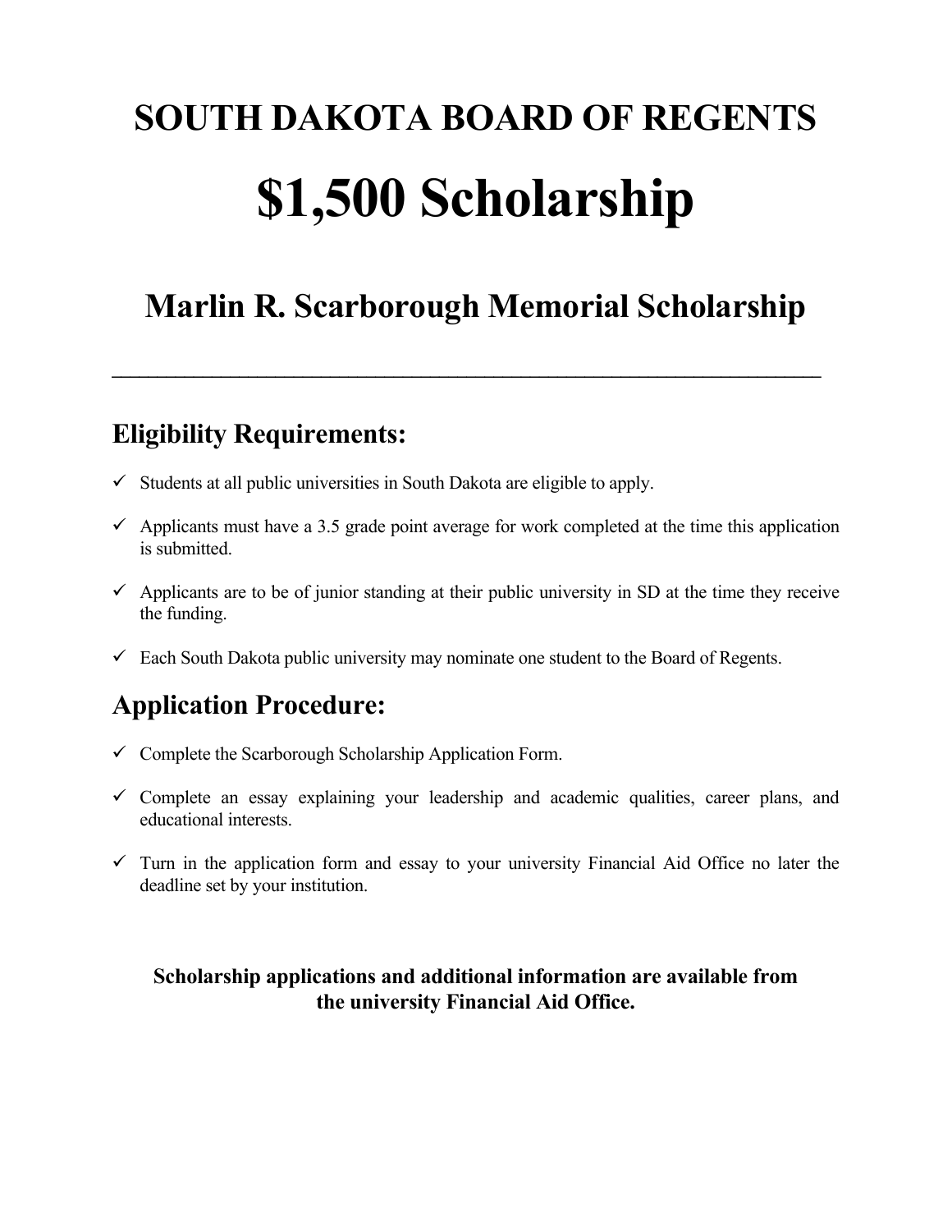# SOUTH DAKOTA BOARD OF REGENTS

# $1,500 Scholarship

## Marlin R. Scarborough Memorial Scholarship

---

## Eligibility Requirements:

- ✓ Students at all public universities in South Dakota are eligible to apply.
- ✓ Applicants must have a 3.5 grade point average for work completed at the time this application is submitted.
- ✓ Applicants are to be of junior standing at their public university in SD at the time they receive the funding.
- ✓ Each South Dakota public university may nominate one student to the Board of Regents.

## Application Procedure:

- ✓ Complete the Scarborough Scholarship Application Form.
- ✓ Complete an essay explaining your leadership and academic qualities, career plans, and educational interests.
- ✓ Turn in the application form and essay to your university Financial Aid Office no later the deadline set by your institution.

**Scholarship applications and additional information are available from the university Financial Aid Office.**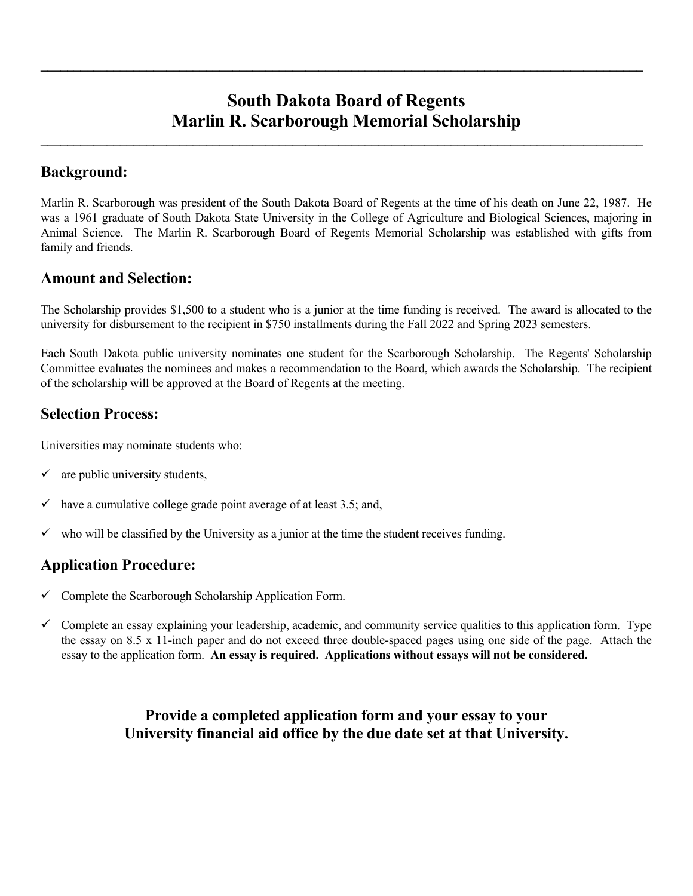# South Dakota Board of Regents
# Marlin R. Scarborough Memorial Scholarship

## Background:

Marlin R. Scarborough was president of the South Dakota Board of Regents at the time of his death on June 22, 1987. He was a 1961 graduate of South Dakota State University in the College of Agriculture and Biological Sciences, majoring in Animal Science. The Marlin R. Scarborough Board of Regents Memorial Scholarship was established with gifts from family and friends.

## Amount and Selection:

The Scholarship provides $1,500 to a student who is a junior at the time funding is received. The award is allocated to the university for disbursement to the recipient in $750 installments during the Fall 2022 and Spring 2023 semesters.

Each South Dakota public university nominates one student for the Scarborough Scholarship. The Regents' Scholarship Committee evaluates the nominees and makes a recommendation to the Board, which awards the Scholarship. The recipient of the scholarship will be approved at the Board of Regents at the meeting.

## Selection Process:

Universities may nominate students who:

- ✓ are public university students,
- ✓ have a cumulative college grade point average of at least 3.5; and,
- ✓ who will be classified by the University as a junior at the time the student receives funding.

## Application Procedure:

- ✓ Complete the Scarborough Scholarship Application Form.
- ✓ Complete an essay explaining your leadership, academic, and community service qualities to this application form. Type the essay on 8.5 x 11-inch paper and do not exceed three double-spaced pages using one side of the page. Attach the essay to the application form. **An essay is required. Applications without essays will not be considered.**

**Provide a completed application form and your essay to your University financial aid office by the due date set at that University.**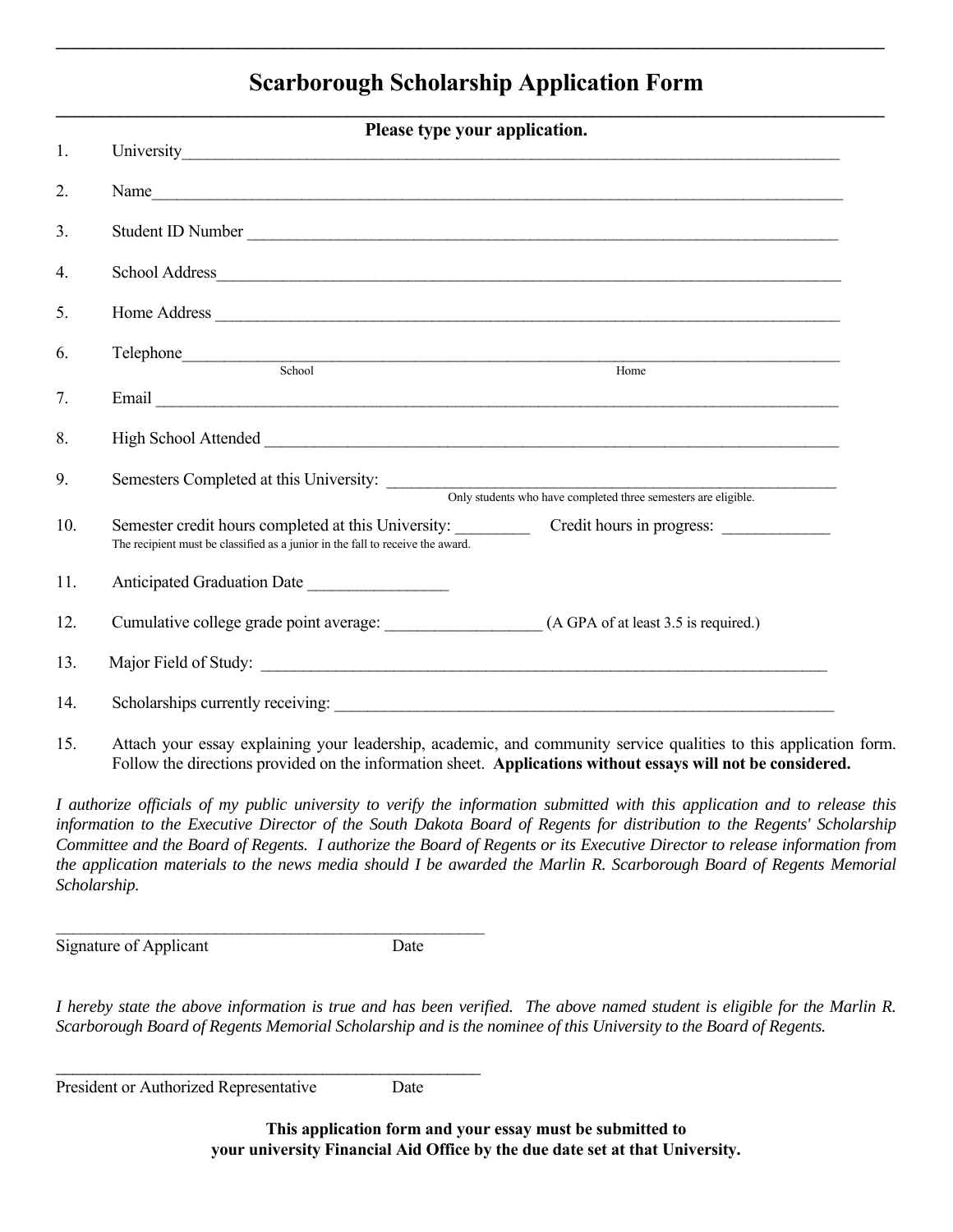# Scarborough Scholarship Application Form

**Please type your application.**

1. University\_\_\_\_\_\_\_\_\_\_\_\_\_\_\_\_\_\_\_\_\_\_\_\_\_\_\_\_\_\_\_\_\_\_\_\_\_\_\_\_

2. Name\_\_\_\_\_\_\_\_\_\_\_\_\_\_\_\_\_\_\_\_\_\_\_\_\_\_\_\_\_\_\_\_\_\_\_\_\_\_\_\_

3. Student ID Number \_\_\_\_\_\_\_\_\_\_\_\_\_\_\_\_\_\_\_\_\_\_\_\_\_\_\_\_\_\_\_\_\_\_\_\_\_\_\_\_

4. School Address\_\_\_\_\_\_\_\_\_\_\_\_\_\_\_\_\_\_\_\_\_\_\_\_\_\_\_\_\_\_\_\_\_\_\_\_\_\_\_\_

5. Home Address \_\_\_\_\_\_\_\_\_\_\_\_\_\_\_\_\_\_\_\_\_\_\_\_\_\_\_\_\_\_\_\_\_\_\_\_\_\_\_\_

6. Telephone\_\_\_\_\_\_\_\_\_\_\_\_\_\_\_\_\_\_\_\_\_\_\_\_\_\_\_\_\_\_\_\_\_\_\_\_\_\_\_\_
   School Home

7. Email \_\_\_\_\_\_\_\_\_\_\_\_\_\_\_\_\_\_\_\_\_\_\_\_\_\_\_\_\_\_\_\_\_\_\_\_\_\_\_\_

8. High School Attended \_\_\_\_\_\_\_\_\_\_\_\_\_\_\_\_\_\_\_\_\_\_\_\_\_\_\_\_\_\_\_\_\_\_\_\_\_\_\_\_

9. Semesters Completed at this University: \_\_\_\_\_\_\_\_\_\_\_\_\_\_\_\_\_\_\_\_\_\_\_\_\_\_\_\_\_\_\_\_\_\_\_\_\_\_\_\_
   Only students who have completed three semesters are eligible.

10. Semester credit hours completed at this University: \_\_\_\_\_\_\_\_\_ Credit hours in progress: \_\_\_\_\_\_\_\_\_\_\_\_\_
    The recipient must be classified as a junior in the fall to receive the award.

11. Anticipated Graduation Date \_\_\_\_\_\_\_\_\_\_\_\_\_\_\_\_\_

12. Cumulative college grade point average: \_\_\_\_\_\_\_\_\_\_\_\_\_\_\_\_\_\_\_ (A GPA of at least 3.5 is required.)

13. Major Field of Study: \_\_\_\_\_\_\_\_\_\_\_\_\_\_\_\_\_\_\_\_\_\_\_\_\_\_\_\_\_\_\_\_\_\_\_\_\_\_\_\_

14. Scholarships currently receiving: \_\_\_\_\_\_\_\_\_\_\_\_\_\_\_\_\_\_\_\_\_\_\_\_\_\_\_\_\_\_\_\_\_\_\_\_\_\_\_\_

15. Attach your essay explaining your leadership, academic, and community service qualities to this application form. Follow the directions provided on the information sheet. **Applications without essays will not be considered.**

*I authorize officials of my public university to verify the information submitted with this application and to release this information to the Executive Director of the South Dakota Board of Regents for distribution to the Regents' Scholarship Committee and the Board of Regents. I authorize the Board of Regents or its Executive Director to release information from the application materials to the news media should I be awarded the Marlin R. Scarborough Board of Regents Memorial Scholarship.*

\_\_\_\_\_\_\_\_\_\_\_\_\_\_\_\_\_\_\_\_\_\_\_\_\_\_\_\_\_\_\_\_\_\_\_\_\_\_\_\_
Signature of Applicant Date

*I hereby state the above information is true and has been verified. The above named student is eligible for the Marlin R. Scarborough Board of Regents Memorial Scholarship and is the nominee of this University to the Board of Regents.*

\_\_\_\_\_\_\_\_\_\_\_\_\_\_\_\_\_\_\_\_\_\_\_\_\_\_\_\_\_\_\_\_\_\_\_\_\_\_\_\_
President or Authorized Representative Date

**This application form and your essay must be submitted to your university Financial Aid Office by the due date set at that University.**